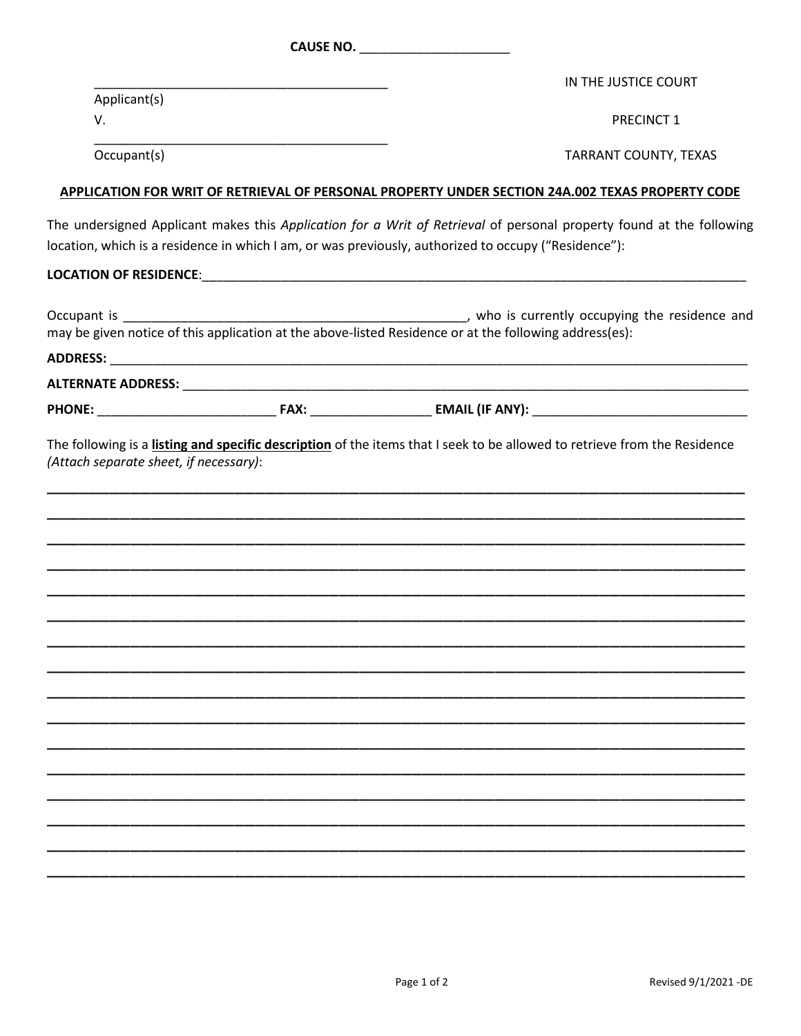**CAUSE NO. ____________________**

| | |
|---|---|
| ________________________________________ | IN THE JUSTICE COURT |
| Applicant(s) | |
| V. | PRECINCT 1 |
| ________________________________________ | |
| Occupant(s) | TARRANT COUNTY, TEXAS |

**APPLICATION FOR WRIT OF RETRIEVAL OF PERSONAL PROPERTY UNDER SECTION 24A.002 TEXAS PROPERTY CODE**

The undersigned Applicant makes this *Application for a Writ of Retrieval* of personal property found at the following location, which is a residence in which I am, or was previously, authorized to occupy ("Residence"):

**LOCATION OF RESIDENCE**:_______________________________________________________________________________

Occupant is ________________________________________________, who is currently occupying the residence and may be given notice of this application at the above-listed Residence or at the following address(es):

**ADDRESS:** ___________________________________________________________________________________________

**ALTERNATE ADDRESS:** ________________________________________________________________________________

**PHONE:** ________________________ **FAX:** ________________ **EMAIL (IF ANY):** _____________________________

The following is a **listing and specific description** of the items that I seek to be allowed to retrieve from the Residence *(Attach separate sheet, if necessary)*:

______________________________________________________________________________________________

______________________________________________________________________________________________

______________________________________________________________________________________________

______________________________________________________________________________________________

______________________________________________________________________________________________

______________________________________________________________________________________________

______________________________________________________________________________________________

______________________________________________________________________________________________

______________________________________________________________________________________________

______________________________________________________________________________________________

______________________________________________________________________________________________

______________________________________________________________________________________________

______________________________________________________________________________________________

______________________________________________________________________________________________

______________________________________________________________________________________________

______________________________________________________________________________________________

Revised 9/1/2021 -DE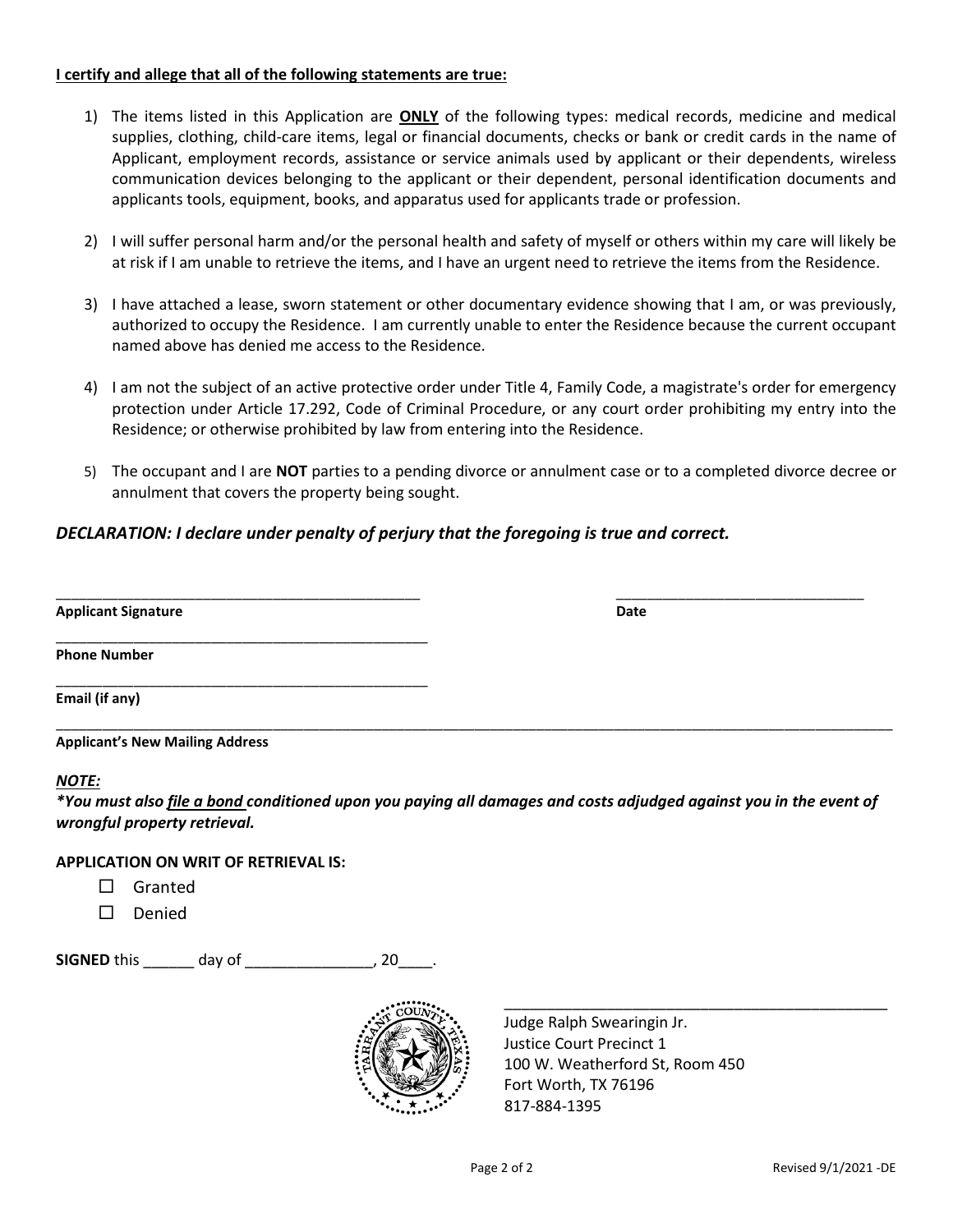**I certify and allege that all of the following statements are true:**

1) The items listed in this Application are **ONLY** of the following types: medical records, medicine and medical supplies, clothing, child-care items, legal or financial documents, checks or bank or credit cards in the name of Applicant, employment records, assistance or service animals used by applicant or their dependents, wireless communication devices belonging to the applicant or their dependent, personal identification documents and applicants tools, equipment, books, and apparatus used for applicants trade or profession.

2) I will suffer personal harm and/or the personal health and safety of myself or others within my care will likely be at risk if I am unable to retrieve the items, and I have an urgent need to retrieve the items from the Residence.

3) I have attached a lease, sworn statement or other documentary evidence showing that I am, or was previously, authorized to occupy the Residence. I am currently unable to enter the Residence because the current occupant named above has denied me access to the Residence.

4) I am not the subject of an active protective order under Title 4, Family Code, a magistrate's order for emergency protection under Article 17.292, Code of Criminal Procedure, or any court order prohibiting my entry into the Residence; or otherwise prohibited by law from entering into the Residence.

5) The occupant and I are **NOT** parties to a pending divorce or annulment case or to a completed divorce decree or annulment that covers the property being sought.

***DECLARATION: I declare under penalty of perjury that the foregoing is true and correct.***

_______________________________________________ _______________________________

**Applicant Signature** **Date**

_______________________________________________

**Phone Number**

_______________________________________________

**Email (if any)**

_____________________________________________________________________________________________

**Applicant's New Mailing Address**

***NOTE:***

***\*You must also file a bond conditioned upon you paying all damages and costs adjudged against you in the event of wrongful property retrieval.***

**APPLICATION ON WRIT OF RETRIEVAL IS:**

☐ Granted

☐ Denied

**SIGNED** this ______ day of _______________, 20____.

_______________________________________________

Judge Ralph Swearingin Jr.
Justice Court Precinct 1
100 W. Weatherford St, Room 450
Fort Worth, TX 76196
817-884-1395

Revised 9/1/2021 -DE